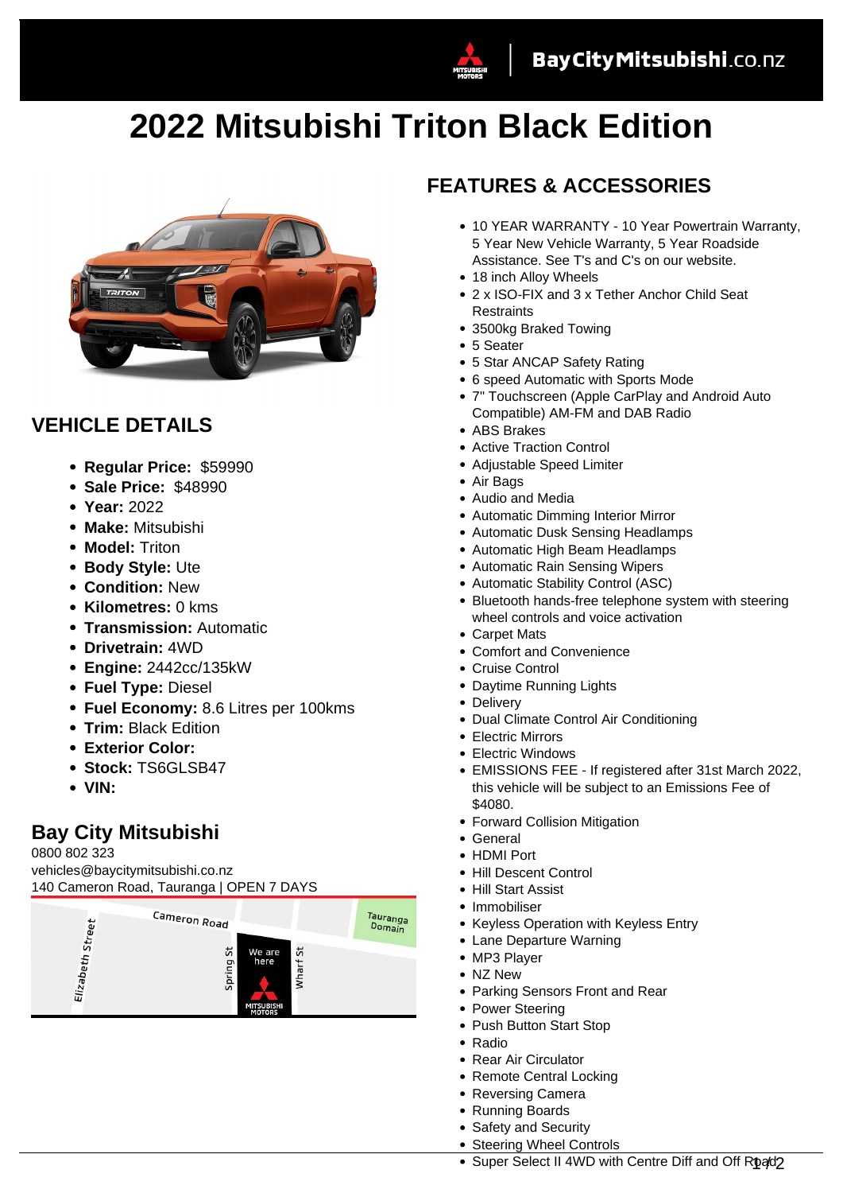# 2022 Mitsubishi Triton Black Edition

## VEHICLE DETAILS

- **Regular Price:** $59990
- **Sale Price:** $48990
- **Year:** 2022
- **Make:** Mitsubishi
- **Model:** Triton
- **Body Style:** Ute
- **Condition:** New
- **Kilometres:** 0 kms
- **Transmission:** Automatic
- **Drivetrain:** 4WD
- **Engine:** 2442cc/135kW
- **Fuel Type:** Diesel
- **Fuel Economy:** 8.6 Litres per 100kms
- **Trim:** Black Edition
- **Exterior Color:**
- **Stock:** TS6GLSB47
- **VIN:**

## Bay City Mitsubishi

0800 802 323
vehicles@baycitymitsubishi.co.nz
140 Cameron Road, Tauranga | OPEN 7 DAYS

## FEATURES & ACCESSORIES

- 10 YEAR WARRANTY - 10 Year Powertrain Warranty, 5 Year New Vehicle Warranty, 5 Year Roadside Assistance. See T's and C's on our website.
- 18 inch Alloy Wheels
- 2 x ISO-FIX and 3 x Tether Anchor Child Seat Restraints
- 3500kg Braked Towing
- 5 Seater
- 5 Star ANCAP Safety Rating
- 6 speed Automatic with Sports Mode
- 7" Touchscreen (Apple CarPlay and Android Auto Compatible) AM-FM and DAB Radio
- ABS Brakes
- Active Traction Control
- Adjustable Speed Limiter
- Air Bags
- Audio and Media
- Automatic Dimming Interior Mirror
- Automatic Dusk Sensing Headlamps
- Automatic High Beam Headlamps
- Automatic Rain Sensing Wipers
- Automatic Stability Control (ASC)
- Bluetooth hands-free telephone system with steering wheel controls and voice activation
- Carpet Mats
- Comfort and Convenience
- Cruise Control
- Daytime Running Lights
- Delivery
- Dual Climate Control Air Conditioning
- Electric Mirrors
- Electric Windows
- EMISSIONS FEE - If registered after 31st March 2022, this vehicle will be subject to an Emissions Fee of $4080.
- Forward Collision Mitigation
- General
- HDMI Port
- Hill Descent Control
- Hill Start Assist
- Immobiliser
- Keyless Operation with Keyless Entry
- Lane Departure Warning
- MP3 Player
- NZ New
- Parking Sensors Front and Rear
- Power Steering
- Push Button Start Stop
- Radio
- Rear Air Circulator
- Remote Central Locking
- Reversing Camera
- Running Boards
- Safety and Security
- Steering Wheel Controls
- Super Select II 4WD with Centre Diff and Off Road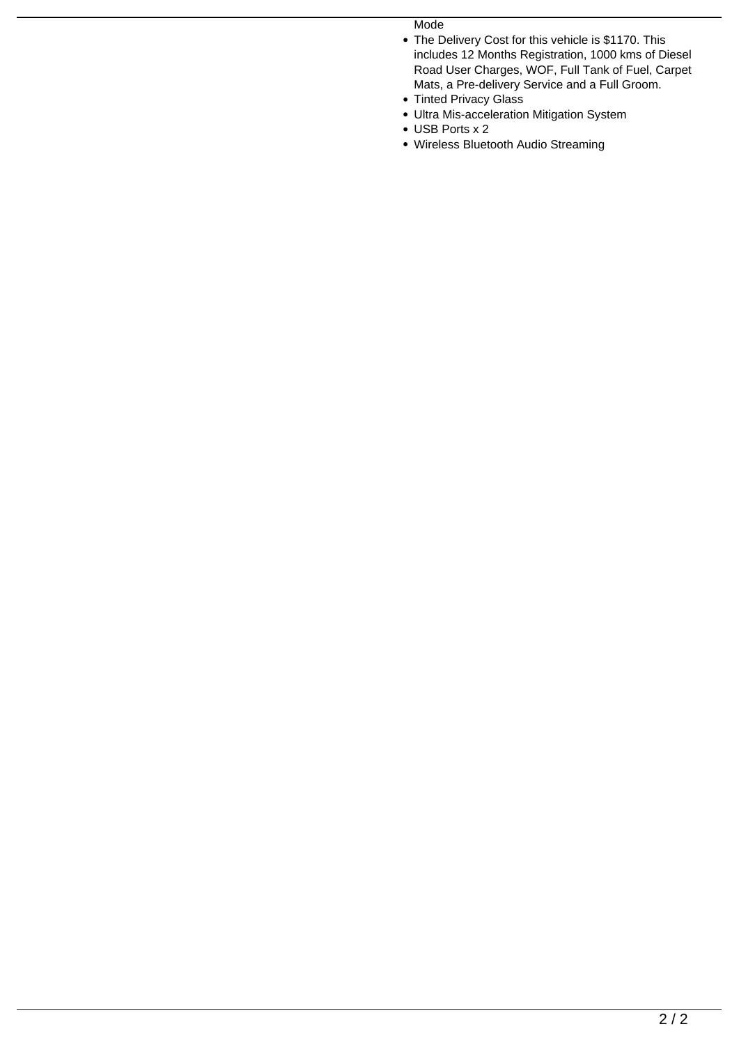Mode

- The Delivery Cost for this vehicle is $1170. This includes 12 Months Registration, 1000 kms of Diesel Road User Charges, WOF, Full Tank of Fuel, Carpet Mats, a Pre-delivery Service and a Full Groom.
- Tinted Privacy Glass
- Ultra Mis-acceleration Mitigation System
- USB Ports x 2
- Wireless Bluetooth Audio Streaming